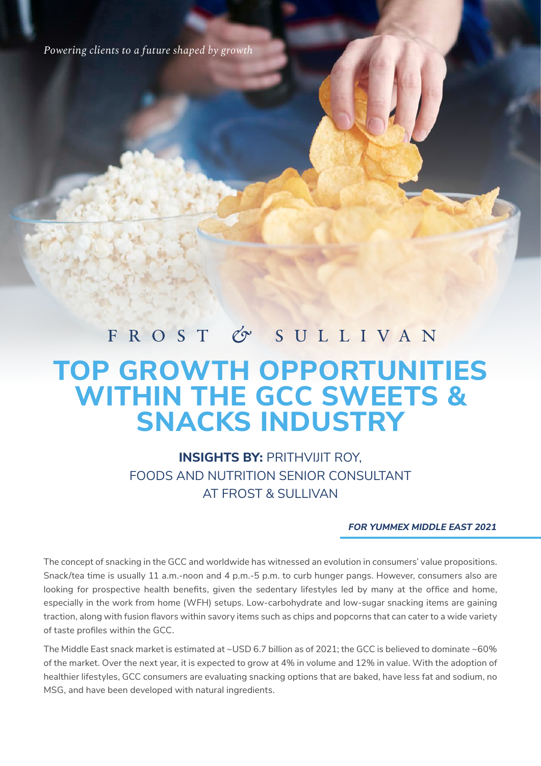*Powering clients to a future shaped by growth*

FROST & SULLIVAN

# TOP GROWTH OPPORTUNITIES WITHIN THE GCC SWEETS & SNACKS INDUSTRY

**INSIGHTS BY:** PRITHVIJIT ROY, FOODS AND NUTRITION SENIOR CONSULTANT AT FROST & SULLIVAN

***FOR YUMMEX MIDDLE EAST 2021***

The concept of snacking in the GCC and worldwide has witnessed an evolution in consumers' value propositions. Snack/tea time is usually 11 a.m.-noon and 4 p.m.-5 p.m. to curb hunger pangs. However, consumers also are looking for prospective health benefits, given the sedentary lifestyles led by many at the office and home, especially in the work from home (WFH) setups. Low-carbohydrate and low-sugar snacking items are gaining traction, along with fusion flavors within savory items such as chips and popcorns that can cater to a wide variety of taste profiles within the GCC.

The Middle East snack market is estimated at ~USD 6.7 billion as of 2021; the GCC is believed to dominate ~60% of the market. Over the next year, it is expected to grow at 4% in volume and 12% in value. With the adoption of healthier lifestyles, GCC consumers are evaluating snacking options that are baked, have less fat and sodium, no MSG, and have been developed with natural ingredients.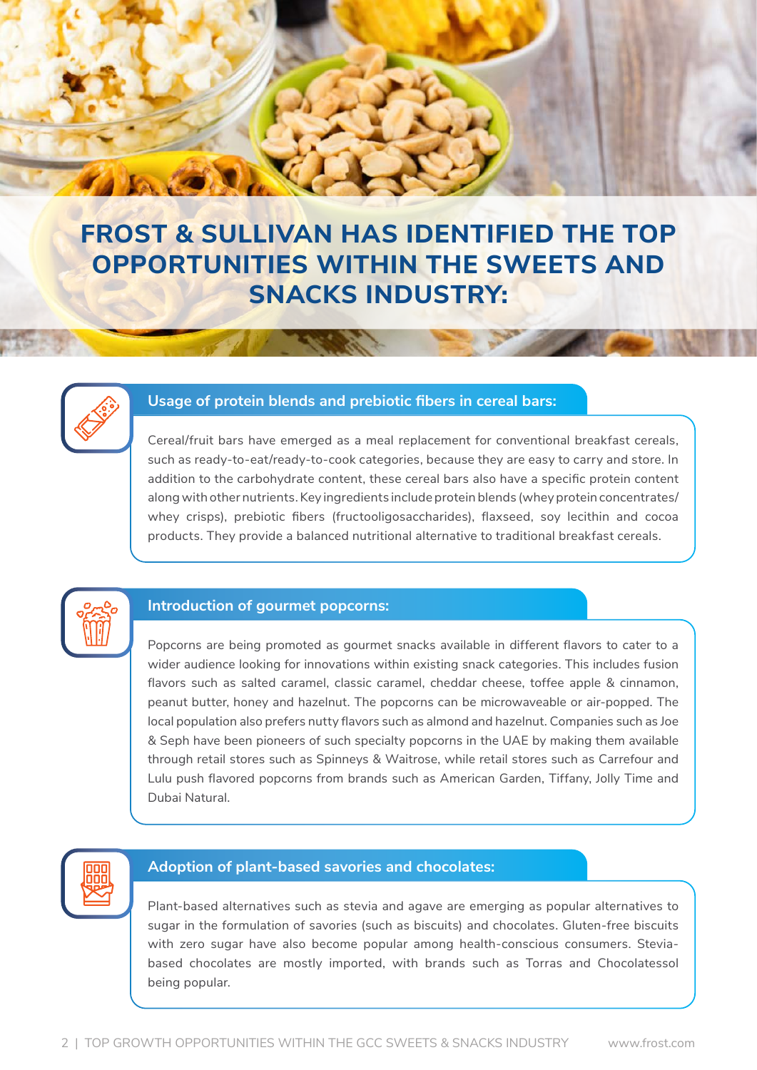# FROST & SULLIVAN HAS IDENTIFIED THE TOP OPPORTUNITIES WITHIN THE SWEETS AND SNACKS INDUSTRY:

## Usage of protein blends and prebiotic fibers in cereal bars:

Cereal/fruit bars have emerged as a meal replacement for conventional breakfast cereals, such as ready-to-eat/ready-to-cook categories, because they are easy to carry and store. In addition to the carbohydrate content, these cereal bars also have a specific protein content along with other nutrients. Key ingredients include protein blends (whey protein concentrates/ whey crisps), prebiotic fibers (fructooligosaccharides), flaxseed, soy lecithin and cocoa products. They provide a balanced nutritional alternative to traditional breakfast cereals.

## Introduction of gourmet popcorns:

Popcorns are being promoted as gourmet snacks available in different flavors to cater to a wider audience looking for innovations within existing snack categories. This includes fusion flavors such as salted caramel, classic caramel, cheddar cheese, toffee apple & cinnamon, peanut butter, honey and hazelnut. The popcorns can be microwaveable or air-popped. The local population also prefers nutty flavors such as almond and hazelnut. Companies such as Joe & Seph have been pioneers of such specialty popcorns in the UAE by making them available through retail stores such as Spinneys & Waitrose, while retail stores such as Carrefour and Lulu push flavored popcorns from brands such as American Garden, Tiffany, Jolly Time and Dubai Natural.

## Adoption of plant-based savories and chocolates:

Plant-based alternatives such as stevia and agave are emerging as popular alternatives to sugar in the formulation of savories (such as biscuits) and chocolates. Gluten-free biscuits with zero sugar have also become popular among health-conscious consumers. Stevia-based chocolates are mostly imported, with brands such as Torras and Chocolatessol being popular.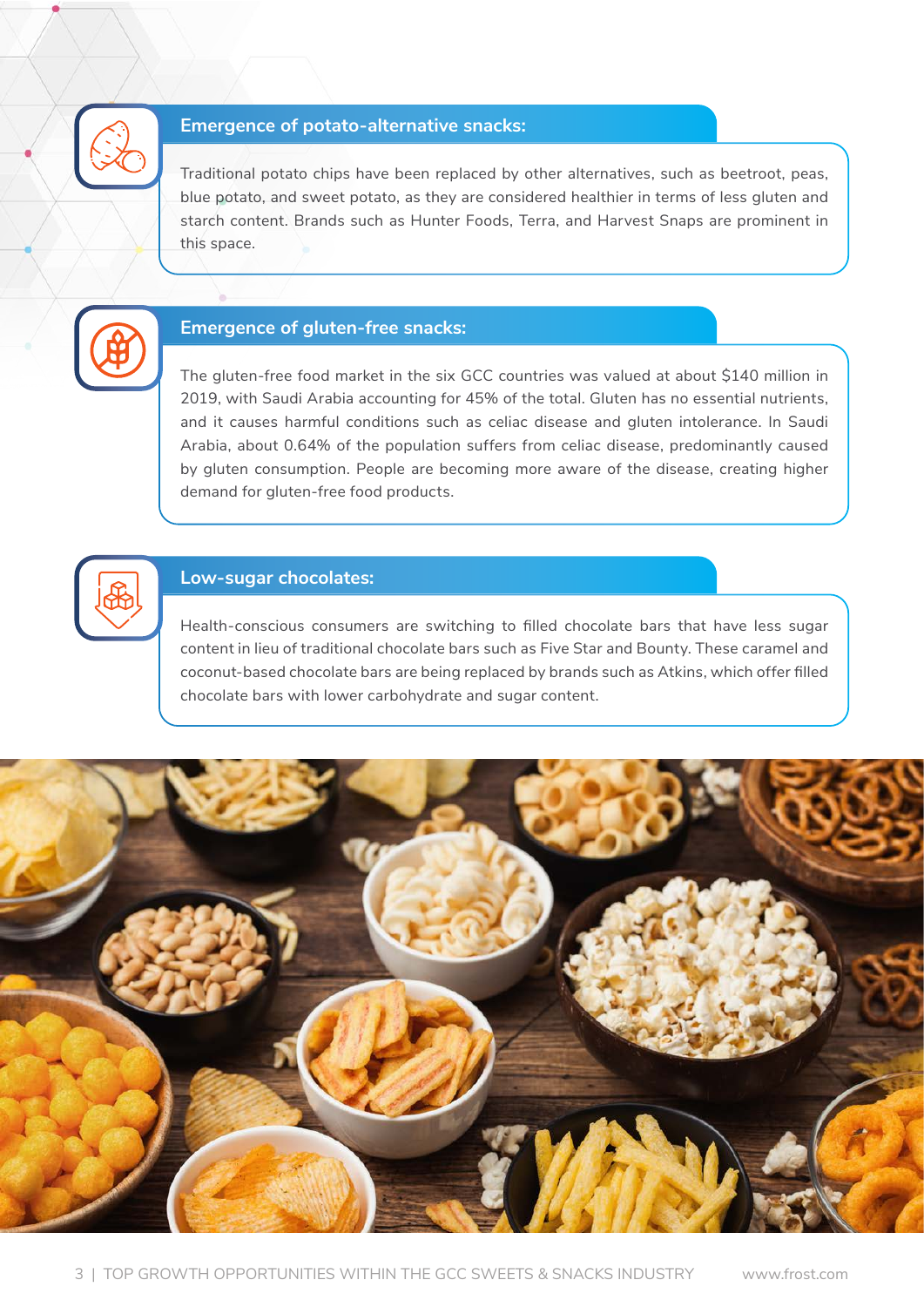### Emergence of potato-alternative snacks:

Traditional potato chips have been replaced by other alternatives, such as beetroot, peas, blue potato, and sweet potato, as they are considered healthier in terms of less gluten and starch content. Brands such as Hunter Foods, Terra, and Harvest Snaps are prominent in this space.

### Emergence of gluten-free snacks:

The gluten-free food market in the six GCC countries was valued at about $140 million in 2019, with Saudi Arabia accounting for 45% of the total. Gluten has no essential nutrients, and it causes harmful conditions such as celiac disease and gluten intolerance. In Saudi Arabia, about 0.64% of the population suffers from celiac disease, predominantly caused by gluten consumption. People are becoming more aware of the disease, creating higher demand for gluten-free food products.

### Low-sugar chocolates:

Health-conscious consumers are switching to filled chocolate bars that have less sugar content in lieu of traditional chocolate bars such as Five Star and Bounty. These caramel and coconut-based chocolate bars are being replaced by brands such as Atkins, which offer filled chocolate bars with lower carbohydrate and sugar content.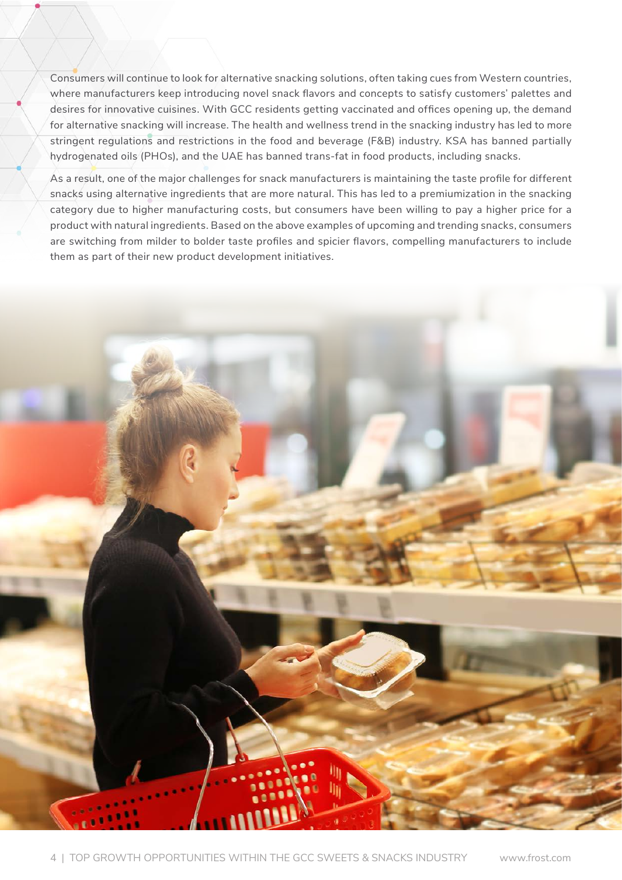Consumers will continue to look for alternative snacking solutions, often taking cues from Western countries, where manufacturers keep introducing novel snack flavors and concepts to satisfy customers' palettes and desires for innovative cuisines. With GCC residents getting vaccinated and offices opening up, the demand for alternative snacking will increase. The health and wellness trend in the snacking industry has led to more stringent regulations and restrictions in the food and beverage (F&B) industry. KSA has banned partially hydrogenated oils (PHOs), and the UAE has banned trans-fat in food products, including snacks.

As a result, one of the major challenges for snack manufacturers is maintaining the taste profile for different snacks using alternative ingredients that are more natural. This has led to a premiumization in the snacking category due to higher manufacturing costs, but consumers have been willing to pay a higher price for a product with natural ingredients. Based on the above examples of upcoming and trending snacks, consumers are switching from milder to bolder taste profiles and spicier flavors, compelling manufacturers to include them as part of their new product development initiatives.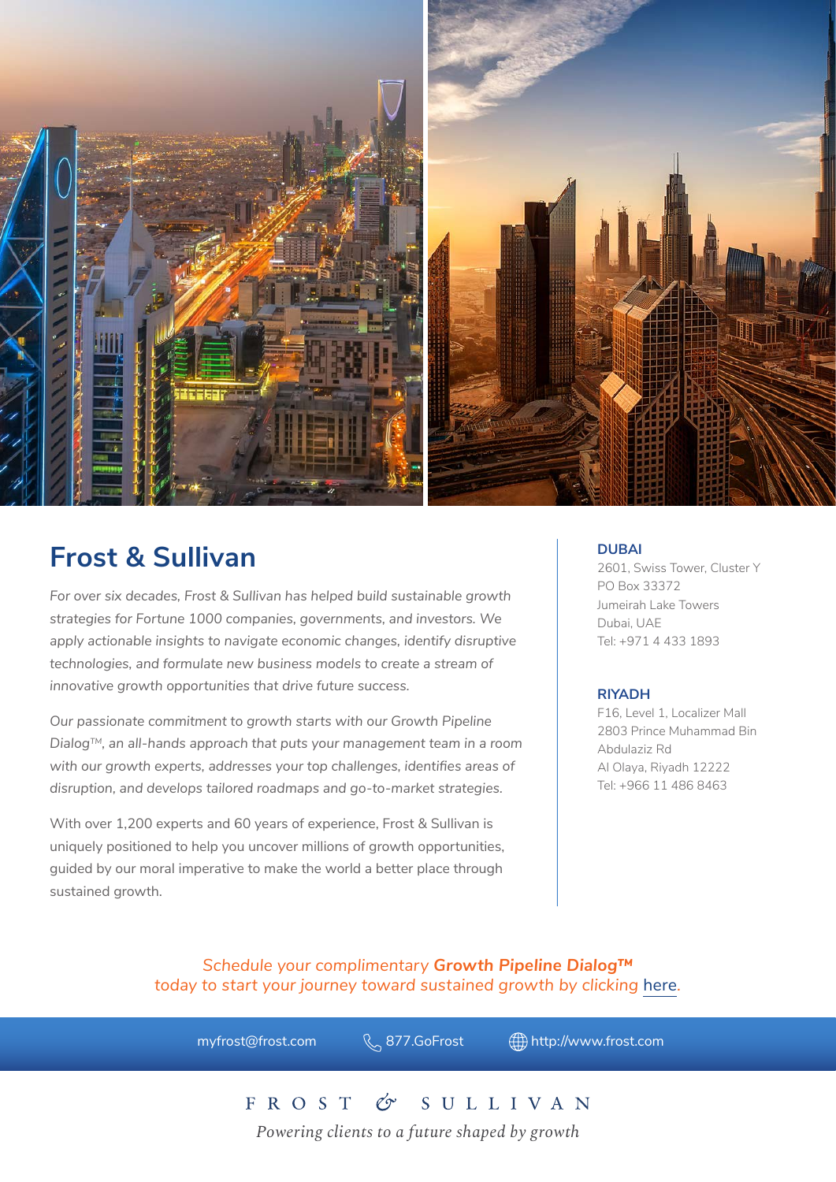## Frost & Sullivan

*For over six decades, Frost & Sullivan has helped build sustainable growth strategies for Fortune 1000 companies, governments, and investors. We apply actionable insights to navigate economic changes, identify disruptive technologies, and formulate new business models to create a stream of innovative growth opportunities that drive future success.*

*Our passionate commitment to growth starts with our Growth Pipeline Dialog™, an all-hands approach that puts your management team in a room with our growth experts, addresses your top challenges, identifies areas of disruption, and develops tailored roadmaps and go-to-market strategies.*

With over 1,200 experts and 60 years of experience, Frost & Sullivan is uniquely positioned to help you uncover millions of growth opportunities, guided by our moral imperative to make the world a better place through sustained growth.

**DUBAI**
2601, Swiss Tower, Cluster Y
PO Box 33372
Jumeirah Lake Towers
Dubai, UAE
Tel: +971 4 433 1893

**RIYADH**
F16, Level 1, Localizer Mall
2803 Prince Muhammad Bin Abdulaziz Rd
Al Olaya, Riyadh 12222
Tel: +966 11 486 8463

*Schedule your complimentary* ***Growth Pipeline Dialog™*** *today to start your journey toward sustained growth by clicking* here.

myfrost@frost.com | 877.GoFrost | http://www.frost.com

FROST & SULLIVAN

*Powering clients to a future shaped by growth*